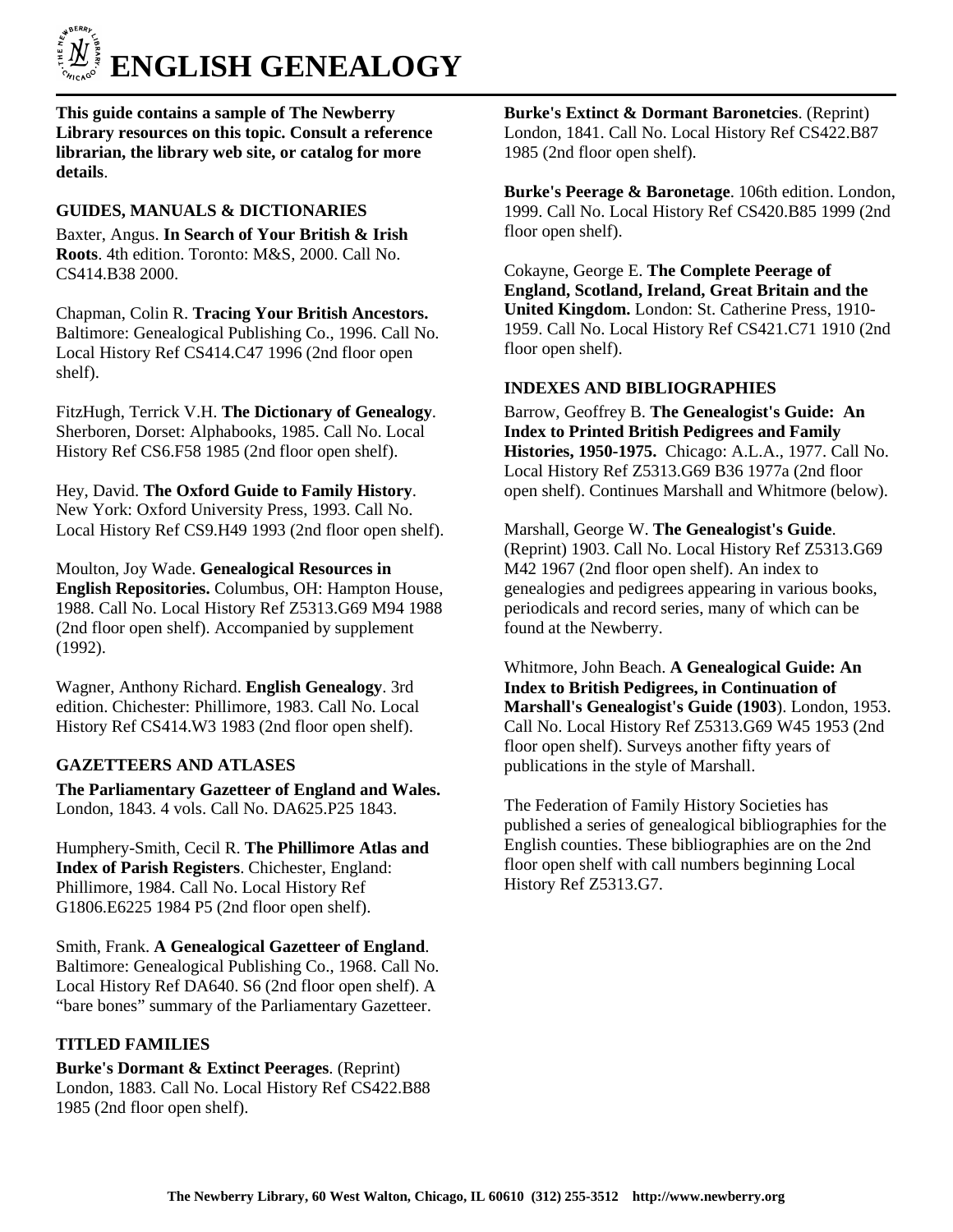# ENGLISH GENEALOGY

**This guide contains a sample of The Newberry Library resources on this topic. Consult a reference librarian, the library web site, or catalog for more details**.

## GUIDES, MANUALS & DICTIONARIES

Baxter, Angus. **In Search of Your British & Irish Roots**. 4th edition. Toronto: M&S, 2000. Call No. CS414.B38 2000.

Chapman, Colin R. **Tracing Your British Ancestors.** Baltimore: Genealogical Publishing Co., 1996. Call No. Local History Ref CS414.C47 1996 (2nd floor open shelf).

FitzHugh, Terrick V.H. **The Dictionary of Genealogy**. Sherboren, Dorset: Alphabooks, 1985. Call No. Local History Ref CS6.F58 1985 (2nd floor open shelf).

Hey, David. **The Oxford Guide to Family History**. New York: Oxford University Press, 1993. Call No. Local History Ref CS9.H49 1993 (2nd floor open shelf).

Moulton, Joy Wade. **Genealogical Resources in English Repositories.** Columbus, OH: Hampton House, 1988. Call No. Local History Ref Z5313.G69 M94 1988 (2nd floor open shelf). Accompanied by supplement (1992).

Wagner, Anthony Richard. **English Genealogy**. 3rd edition. Chichester: Phillimore, 1983. Call No. Local History Ref CS414.W3 1983 (2nd floor open shelf).

## GAZETTEERS AND ATLASES

**The Parliamentary Gazetteer of England and Wales.** London, 1843. 4 vols. Call No. DA625.P25 1843.

Humphery-Smith, Cecil R. **The Phillimore Atlas and Index of Parish Registers**. Chichester, England: Phillimore, 1984. Call No. Local History Ref G1806.E6225 1984 P5 (2nd floor open shelf).

Smith, Frank. **A Genealogical Gazetteer of England**. Baltimore: Genealogical Publishing Co., 1968. Call No. Local History Ref DA640. S6 (2nd floor open shelf). A "bare bones" summary of the Parliamentary Gazetteer.

## TITLED FAMILIES

**Burke's Dormant & Extinct Peerages**. (Reprint) London, 1883. Call No. Local History Ref CS422.B88 1985 (2nd floor open shelf).

**Burke's Extinct & Dormant Baronetcies**. (Reprint) London, 1841. Call No. Local History Ref CS422.B87 1985 (2nd floor open shelf).

**Burke's Peerage & Baronetage**. 106th edition. London, 1999. Call No. Local History Ref CS420.B85 1999 (2nd floor open shelf).

Cokayne, George E. **The Complete Peerage of England, Scotland, Ireland, Great Britain and the United Kingdom.** London: St. Catherine Press, 1910-1959. Call No. Local History Ref CS421.C71 1910 (2nd floor open shelf).

## INDEXES AND BIBLIOGRAPHIES

Barrow, Geoffrey B. **The Genealogist's Guide: An Index to Printed British Pedigrees and Family Histories, 1950-1975.** Chicago: A.L.A., 1977. Call No. Local History Ref Z5313.G69 B36 1977a (2nd floor open shelf). Continues Marshall and Whitmore (below).

Marshall, George W. **The Genealogist's Guide**. (Reprint) 1903. Call No. Local History Ref Z5313.G69 M42 1967 (2nd floor open shelf). An index to genealogies and pedigrees appearing in various books, periodicals and record series, many of which can be found at the Newberry.

Whitmore, John Beach. **A Genealogical Guide: An Index to British Pedigrees, in Continuation of Marshall's Genealogist's Guide (1903**). London, 1953. Call No. Local History Ref Z5313.G69 W45 1953 (2nd floor open shelf). Surveys another fifty years of publications in the style of Marshall.

The Federation of Family History Societies has published a series of genealogical bibliographies for the English counties. These bibliographies are on the 2nd floor open shelf with call numbers beginning Local History Ref Z5313.G7.

**The Newberry Library, 60 West Walton, Chicago, IL 60610 (312) 255-3512 http://www.newberry.org**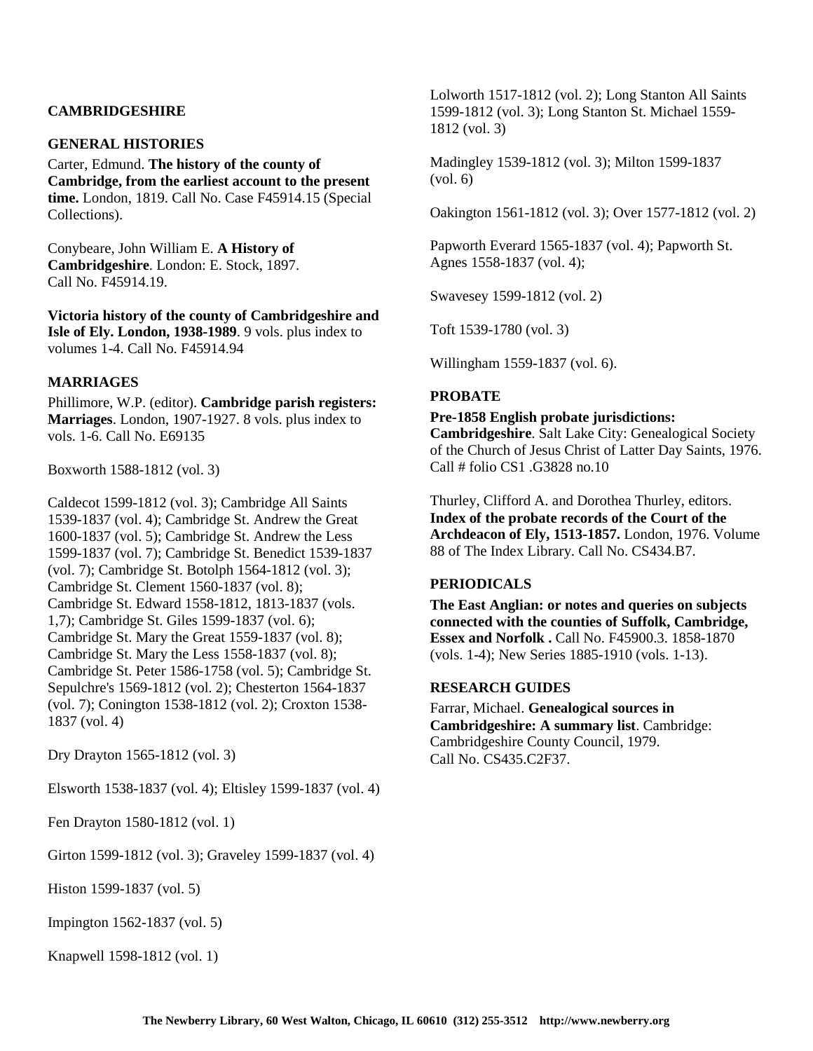## CAMBRIDGESHIRE

### GENERAL HISTORIES

Carter, Edmund. **The history of the county of Cambridge, from the earliest account to the present time.** London, 1819. Call No. Case F45914.15 (Special Collections).

Conybeare, John William E. **A History of Cambridgeshire**. London: E. Stock, 1897. Call No. F45914.19.

**Victoria history of the county of Cambridgeshire and Isle of Ely. London, 1938-1989**. 9 vols. plus index to volumes 1-4. Call No. F45914.94

### MARRIAGES

Phillimore, W.P. (editor). **Cambridge parish registers: Marriages**. London, 1907-1927. 8 vols. plus index to vols. 1-6. Call No. E69135

Boxworth 1588-1812 (vol. 3)

Caldecot 1599-1812 (vol. 3); Cambridge All Saints 1539-1837 (vol. 4); Cambridge St. Andrew the Great 1600-1837 (vol. 5); Cambridge St. Andrew the Less 1599-1837 (vol. 7); Cambridge St. Benedict 1539-1837 (vol. 7); Cambridge St. Botolph 1564-1812 (vol. 3); Cambridge St. Clement 1560-1837 (vol. 8); Cambridge St. Edward 1558-1812, 1813-1837 (vols. 1,7); Cambridge St. Giles 1599-1837 (vol. 6); Cambridge St. Mary the Great 1559-1837 (vol. 8); Cambridge St. Mary the Less 1558-1837 (vol. 8); Cambridge St. Peter 1586-1758 (vol. 5); Cambridge St. Sepulchre's 1569-1812 (vol. 2); Chesterton 1564-1837 (vol. 7); Conington 1538-1812 (vol. 2); Croxton 1538-1837 (vol. 4)

Dry Drayton 1565-1812 (vol. 3)

Elsworth 1538-1837 (vol. 4); Eltisley 1599-1837 (vol. 4)

Fen Drayton 1580-1812 (vol. 1)

Girton 1599-1812 (vol. 3); Graveley 1599-1837 (vol. 4)

Histon 1599-1837 (vol. 5)

Impington 1562-1837 (vol. 5)

Knapwell 1598-1812 (vol. 1)

Lolworth 1517-1812 (vol. 2); Long Stanton All Saints 1599-1812 (vol. 3); Long Stanton St. Michael 1559-1812 (vol. 3)

Madingley 1539-1812 (vol. 3); Milton 1599-1837 (vol. 6)

Oakington 1561-1812 (vol. 3); Over 1577-1812 (vol. 2)

Papworth Everard 1565-1837 (vol. 4); Papworth St. Agnes 1558-1837 (vol. 4);

Swavesey 1599-1812 (vol. 2)

Toft 1539-1780 (vol. 3)

Willingham 1559-1837 (vol. 6).

### PROBATE

**Pre-1858 English probate jurisdictions: Cambridgeshire**. Salt Lake City: Genealogical Society of the Church of Jesus Christ of Latter Day Saints, 1976. Call # folio CS1 .G3828 no.10

Thurley, Clifford A. and Dorothea Thurley, editors. **Index of the probate records of the Court of the Archdeacon of Ely, 1513-1857.** London, 1976. Volume 88 of The Index Library. Call No. CS434.B7.

### PERIODICALS

**The East Anglian: or notes and queries on subjects connected with the counties of Suffolk, Cambridge, Essex and Norfolk .** Call No. F45900.3. 1858-1870 (vols. 1-4); New Series 1885-1910 (vols. 1-13).

### RESEARCH GUIDES

Farrar, Michael. **Genealogical sources in Cambridgeshire: A summary list**. Cambridge: Cambridgeshire County Council, 1979. Call No. CS435.C2F37.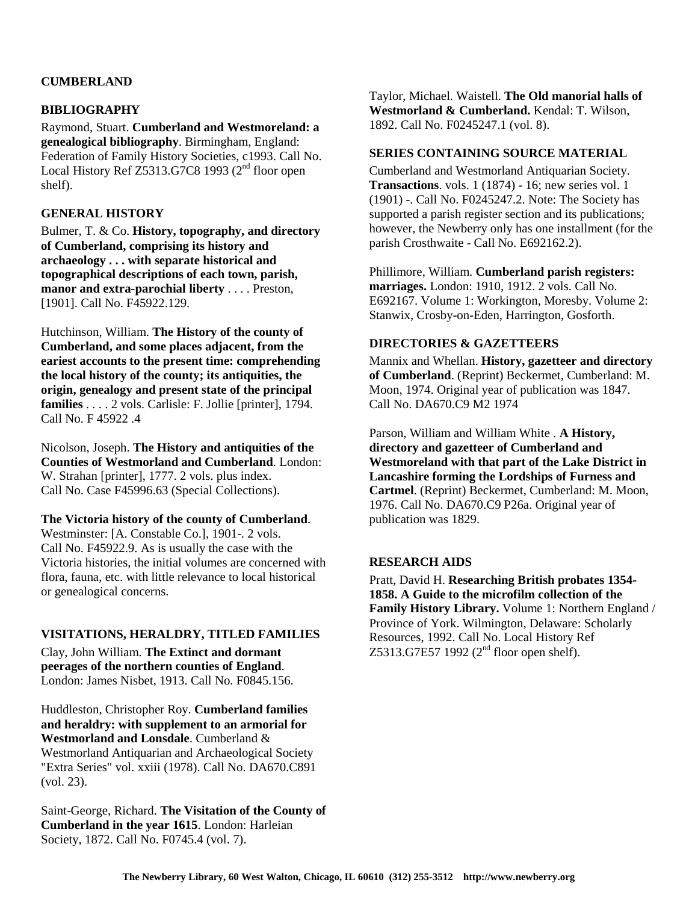# CUMBERLAND

## BIBLIOGRAPHY

Raymond, Stuart. **Cumberland and Westmoreland: a genealogical bibliography**. Birmingham, England: Federation of Family History Societies, c1993. Call No. Local History Ref Z5313.G7C8 1993 (2nd floor open shelf).

## GENERAL HISTORY

Bulmer, T. & Co. **History, topography, and directory of Cumberland, comprising its history and archaeology . . . with separate historical and topographical descriptions of each town, parish, manor and extra-parochial liberty** . . . . Preston, [1901]. Call No. F45922.129.

Hutchinson, William. **The History of the county of Cumberland, and some places adjacent, from the eariest accounts to the present time: comprehending the local history of the county; its antiquities, the origin, genealogy and present state of the principal families** . . . . 2 vols. Carlisle: F. Jollie [printer], 1794. Call No. F 45922 .4

Nicolson, Joseph. **The History and antiquities of the Counties of Westmorland and Cumberland**. London: W. Strahan [printer], 1777. 2 vols. plus index. Call No. Case F45996.63 (Special Collections).

**The Victoria history of the county of Cumberland**. Westminster: [A. Constable Co.], 1901-. 2 vols. Call No. F45922.9. As is usually the case with the Victoria histories, the initial volumes are concerned with flora, fauna, etc. with little relevance to local historical or genealogical concerns.

## VISITATIONS, HERALDRY, TITLED FAMILIES

Clay, John William. **The Extinct and dormant peerages of the northern counties of England**. London: James Nisbet, 1913. Call No. F0845.156.

Huddleston, Christopher Roy. **Cumberland families and heraldry: with supplement to an armorial for Westmorland and Lonsdale**. Cumberland & Westmorland Antiquarian and Archaeological Society "Extra Series" vol. xxiii (1978). Call No. DA670.C891 (vol. 23).

Saint-George, Richard. **The Visitation of the County of Cumberland in the year 1615**. London: Harleian Society, 1872. Call No. F0745.4 (vol. 7).

Taylor, Michael. Waistell. **The Old manorial halls of Westmorland & Cumberland.** Kendal: T. Wilson, 1892. Call No. F0245247.1 (vol. 8).

## SERIES CONTAINING SOURCE MATERIAL

Cumberland and Westmorland Antiquarian Society. **Transactions**. vols. 1 (1874) - 16; new series vol. 1 (1901) -. Call No. F0245247.2. Note: The Society has supported a parish register section and its publications; however, the Newberry only has one installment (for the parish Crosthwaite - Call No. E692162.2).

Phillimore, William. **Cumberland parish registers: marriages.** London: 1910, 1912. 2 vols. Call No. E692167. Volume 1: Workington, Moresby. Volume 2: Stanwix, Crosby-on-Eden, Harrington, Gosforth.

## DIRECTORIES & GAZETTEERS

Mannix and Whellan. **History, gazetteer and directory of Cumberland**. (Reprint) Beckermet, Cumberland: M. Moon, 1974. Original year of publication was 1847. Call No. DA670.C9 M2 1974

Parson, William and William White . **A History, directory and gazetteer of Cumberland and Westmoreland with that part of the Lake District in Lancashire forming the Lordships of Furness and Cartmel**. (Reprint) Beckermet, Cumberland: M. Moon, 1976. Call No. DA670.C9 P26a. Original year of publication was 1829.

## RESEARCH AIDS

Pratt, David H. **Researching British probates 1354-1858. A Guide to the microfilm collection of the Family History Library.** Volume 1: Northern England / Province of York. Wilmington, Delaware: Scholarly Resources, 1992. Call No. Local History Ref Z5313.G7E57 1992 (2nd floor open shelf).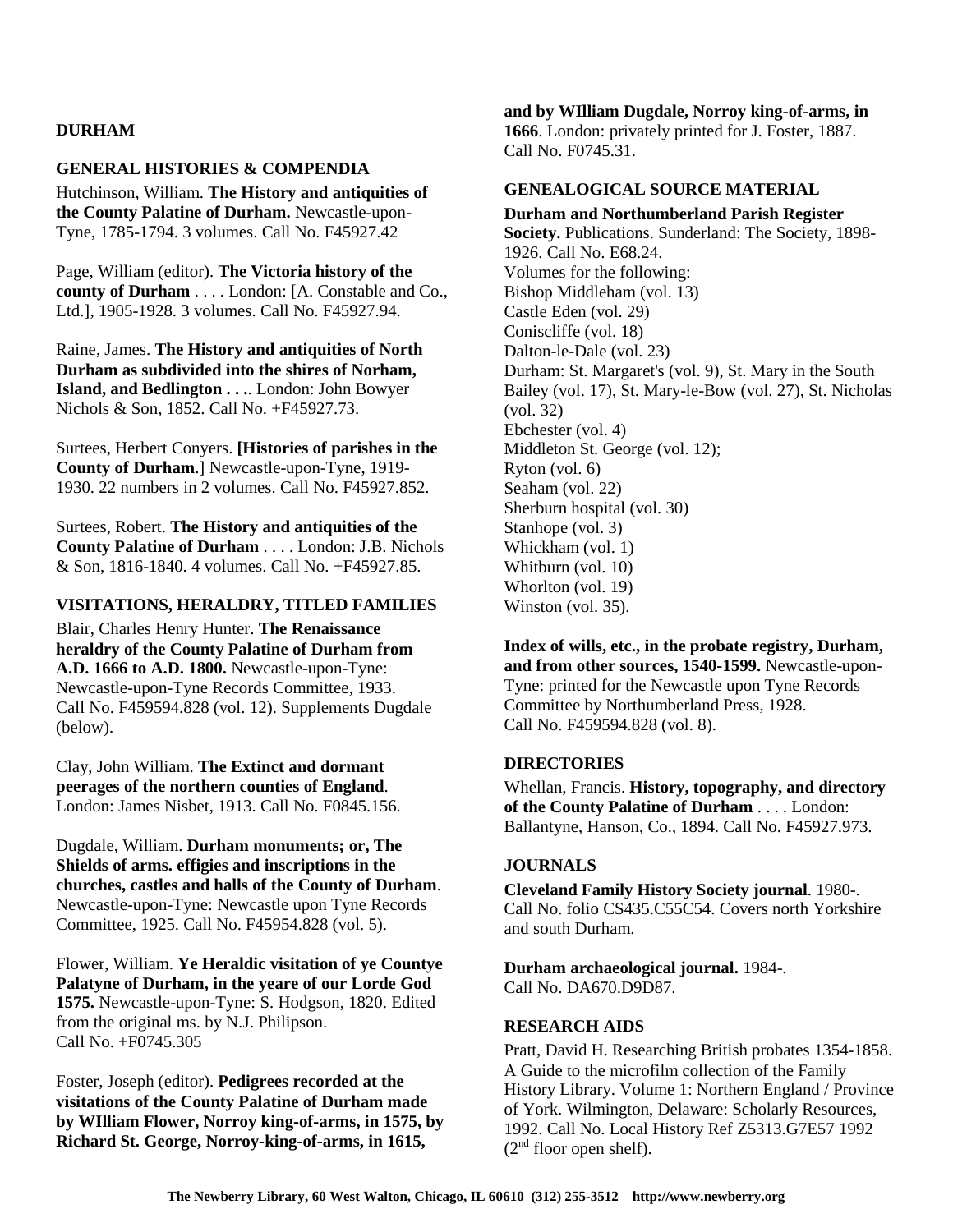# DURHAM

## GENERAL HISTORIES & COMPENDIA

Hutchinson, William. **The History and antiquities of the County Palatine of Durham.** Newcastle-upon-Tyne, 1785-1794. 3 volumes. Call No. F45927.42

Page, William (editor). **The Victoria history of the county of Durham** . . . . London: [A. Constable and Co., Ltd.], 1905-1928. 3 volumes. Call No. F45927.94.

Raine, James. **The History and antiquities of North Durham as subdivided into the shires of Norham, Island, and Bedlington . . .**. London: John Bowyer Nichols & Son, 1852. Call No. +F45927.73.

Surtees, Herbert Conyers. **[Histories of parishes in the County of Durham**.] Newcastle-upon-Tyne, 1919-1930. 22 numbers in 2 volumes. Call No. F45927.852.

Surtees, Robert. **The History and antiquities of the County Palatine of Durham** . . . . London: J.B. Nichols & Son, 1816-1840. 4 volumes. Call No. +F45927.85.

## VISITATIONS, HERALDRY, TITLED FAMILIES

Blair, Charles Henry Hunter. **The Renaissance heraldry of the County Palatine of Durham from A.D. 1666 to A.D. 1800.** Newcastle-upon-Tyne: Newcastle-upon-Tyne Records Committee, 1933. Call No. F459594.828 (vol. 12). Supplements Dugdale (below).

Clay, John William. **The Extinct and dormant peerages of the northern counties of England**. London: James Nisbet, 1913. Call No. F0845.156.

Dugdale, William. **Durham monuments; or, The Shields of arms. effigies and inscriptions in the churches, castles and halls of the County of Durham**. Newcastle-upon-Tyne: Newcastle upon Tyne Records Committee, 1925. Call No. F45954.828 (vol. 5).

Flower, William. **Ye Heraldic visitation of ye Countye Palatyne of Durham, in the yeare of our Lorde God 1575.** Newcastle-upon-Tyne: S. Hodgson, 1820. Edited from the original ms. by N.J. Philipson. Call No. +F0745.305

Foster, Joseph (editor). **Pedigrees recorded at the visitations of the County Palatine of Durham made by WIlliam Flower, Norroy king-of-arms, in 1575, by Richard St. George, Norroy-king-of-arms, in 1615, and by WIlliam Dugdale, Norroy king-of-arms, in 1666**. London: privately printed for J. Foster, 1887. Call No. F0745.31.

## GENEALOGICAL SOURCE MATERIAL

**Durham and Northumberland Parish Register Society.** Publications. Sunderland: The Society, 1898-1926. Call No. E68.24.
Volumes for the following:
Bishop Middleham (vol. 13)
Castle Eden (vol. 29)
Coniscliffe (vol. 18)
Dalton-le-Dale (vol. 23)
Durham: St. Margaret's (vol. 9), St. Mary in the South Bailey (vol. 17), St. Mary-le-Bow (vol. 27), St. Nicholas (vol. 32)
Ebchester (vol. 4)
Middleton St. George (vol. 12);
Ryton (vol. 6)
Seaham (vol. 22)
Sherburn hospital (vol. 30)
Stanhope (vol. 3)
Whickham (vol. 1)
Whitburn (vol. 10)
Whorlton (vol. 19)
Winston (vol. 35).

**Index of wills, etc., in the probate registry, Durham, and from other sources, 1540-1599.** Newcastle-upon-Tyne: printed for the Newcastle upon Tyne Records Committee by Northumberland Press, 1928. Call No. F459594.828 (vol. 8).

## DIRECTORIES

Whellan, Francis. **History, topography, and directory of the County Palatine of Durham** . . . . London: Ballantyne, Hanson, Co., 1894. Call No. F45927.973.

## JOURNALS

**Cleveland Family History Society journal**. 1980-. Call No. folio CS435.C55C54. Covers north Yorkshire and south Durham.

**Durham archaeological journal.** 1984-. Call No. DA670.D9D87.

## RESEARCH AIDS

Pratt, David H. Researching British probates 1354-1858. A Guide to the microfilm collection of the Family History Library. Volume 1: Northern England / Province of York. Wilmington, Delaware: Scholarly Resources, 1992. Call No. Local History Ref Z5313.G7E57 1992 (2nd floor open shelf).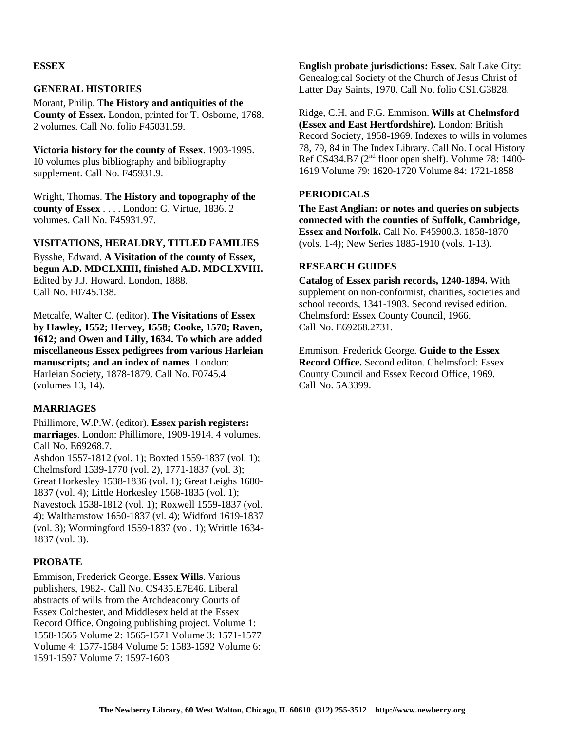# ESSEX

## GENERAL HISTORIES

Morant, Philip. T**he History and antiquities of the County of Essex.** London, printed for T. Osborne, 1768. 2 volumes. Call No. folio F45031.59.

**Victoria history for the county of Essex**. 1903-1995. 10 volumes plus bibliography and bibliography supplement. Call No. F45931.9.

Wright, Thomas. **The History and topography of the county of Essex** . . . . London: G. Virtue, 1836. 2 volumes. Call No. F45931.97.

## VISITATIONS, HERALDRY, TITLED FAMILIES

Bysshe, Edward. **A Visitation of the county of Essex, begun A.D. MDCLXIIII, finished A.D. MDCLXVIII.** Edited by J.J. Howard. London, 1888. Call No. F0745.138.

Metcalfe, Walter C. (editor). **The Visitations of Essex by Hawley, 1552; Hervey, 1558; Cooke, 1570; Raven, 1612; and Owen and Lilly, 1634. To which are added miscellaneous Essex pedigrees from various Harleian manuscripts; and an index of names**. London: Harleian Society, 1878-1879. Call No. F0745.4 (volumes 13, 14).

## MARRIAGES

Phillimore, W.P.W. (editor). **Essex parish registers: marriages**. London: Phillimore, 1909-1914. 4 volumes. Call No. E69268.7.
Ashdon 1557-1812 (vol. 1); Boxted 1559-1837 (vol. 1); Chelmsford 1539-1770 (vol. 2), 1771-1837 (vol. 3); Great Horkesley 1538-1836 (vol. 1); Great Leighs 1680-1837 (vol. 4); Little Horkesley 1568-1835 (vol. 1); Navestock 1538-1812 (vol. 1); Roxwell 1559-1837 (vol. 4); Walthamstow 1650-1837 (vl. 4); Widford 1619-1837 (vol. 3); Wormingford 1559-1837 (vol. 1); Writtle 1634-1837 (vol. 3).

## PROBATE

Emmison, Frederick George. **Essex Wills**. Various publishers, 1982-. Call No. CS435.E7E46. Liberal abstracts of wills from the Archdeaconry Courts of Essex Colchester, and Middlesex held at the Essex Record Office. Ongoing publishing project. Volume 1: 1558-1565 Volume 2: 1565-1571 Volume 3: 1571-1577 Volume 4: 1577-1584 Volume 5: 1583-1592 Volume 6: 1591-1597 Volume 7: 1597-1603

**English probate jurisdictions: Essex**. Salt Lake City: Genealogical Society of the Church of Jesus Christ of Latter Day Saints, 1970. Call No. folio CS1.G3828.

Ridge, C.H. and F.G. Emmison. **Wills at Chelmsford (Essex and East Hertfordshire).** London: British Record Society, 1958-1969. Indexes to wills in volumes 78, 79, 84 in The Index Library. Call No. Local History Ref CS434.B7 (2nd floor open shelf). Volume 78: 1400-1619 Volume 79: 1620-1720 Volume 84: 1721-1858

## PERIODICALS

**The East Anglian: or notes and queries on subjects connected with the counties of Suffolk, Cambridge, Essex and Norfolk.** Call No. F45900.3. 1858-1870 (vols. 1-4); New Series 1885-1910 (vols. 1-13).

## RESEARCH GUIDES

**Catalog of Essex parish records, 1240-1894.** With supplement on non-conformist, charities, societies and school records, 1341-1903. Second revised edition. Chelmsford: Essex County Council, 1966. Call No. E69268.2731.

Emmison, Frederick George. **Guide to the Essex Record Office.** Second editon. Chelmsford: Essex County Council and Essex Record Office, 1969. Call No. 5A3399.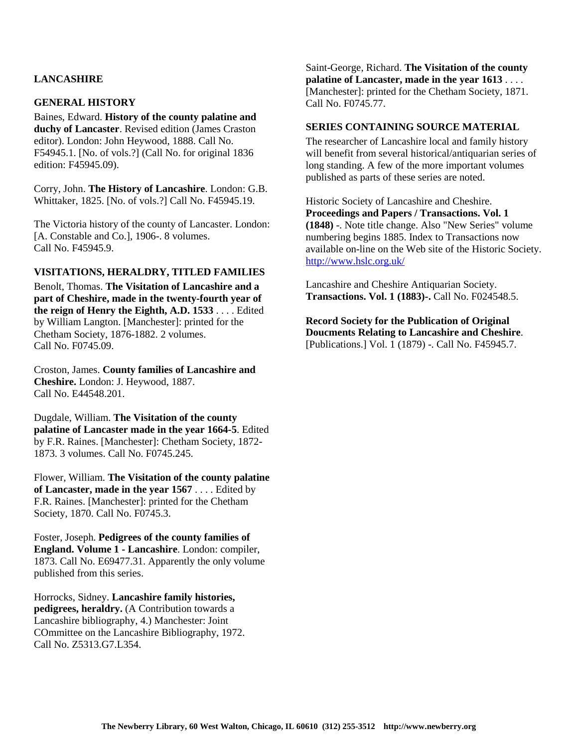## LANCASHIRE

### GENERAL HISTORY

Baines, Edward. **History of the county palatine and duchy of Lancaster**. Revised edition (James Craston editor). London: John Heywood, 1888. Call No. F54945.1. [No. of vols.?] (Call No. for original 1836 edition: F45945.09).

Corry, John. **The History of Lancashire**. London: G.B. Whittaker, 1825. [No. of vols.?] Call No. F45945.19.

The Victoria history of the county of Lancaster. London: [A. Constable and Co.], 1906-. 8 volumes. Call No. F45945.9.

### VISITATIONS, HERALDRY, TITLED FAMILIES

Benolt, Thomas. **The Visitation of Lancashire and a part of Cheshire, made in the twenty-fourth year of the reign of Henry the Eighth, A.D. 1533** . . . . Edited by William Langton. [Manchester]: printed for the Chetham Society, 1876-1882. 2 volumes. Call No. F0745.09.

Croston, James. **County families of Lancashire and Cheshire.** London: J. Heywood, 1887. Call No. E44548.201.

Dugdale, William. **The Visitation of the county palatine of Lancaster made in the year 1664-5**. Edited by F.R. Raines. [Manchester]: Chetham Society, 1872-1873. 3 volumes. Call No. F0745.245.

Flower, William. **The Visitation of the county palatine of Lancaster, made in the year 1567** . . . . Edited by F.R. Raines. [Manchester]: printed for the Chetham Society, 1870. Call No. F0745.3.

Foster, Joseph. **Pedigrees of the county families of England. Volume 1 - Lancashire**. London: compiler, 1873. Call No. E69477.31. Apparently the only volume published from this series.

Horrocks, Sidney. **Lancashire family histories, pedigrees, heraldry.** (A Contribution towards a Lancashire bibliography, 4.) Manchester: Joint COmmittee on the Lancashire Bibliography, 1972. Call No. Z5313.G7.L354.

Saint-George, Richard. **The Visitation of the county palatine of Lancaster, made in the year 1613** . . . . [Manchester]: printed for the Chetham Society, 1871. Call No. F0745.77.

### SERIES CONTAINING SOURCE MATERIAL

The researcher of Lancashire local and family history will benefit from several historical/antiquarian series of long standing. A few of the more important volumes published as parts of these series are noted.

Historic Society of Lancashire and Cheshire. **Proceedings and Papers / Transactions. Vol. 1 (1848)** -. Note title change. Also "New Series" volume numbering begins 1885. Index to Transactions now available on-line on the Web site of the Historic Society. http://www.hslc.org.uk/

Lancashire and Cheshire Antiquarian Society. **Transactions. Vol. 1 (1883)-.** Call No. F024548.5.

**Record Society for the Publication of Original Doucments Relating to Lancashire and Cheshire**. [Publications.] Vol. 1 (1879) -. Call No. F45945.7.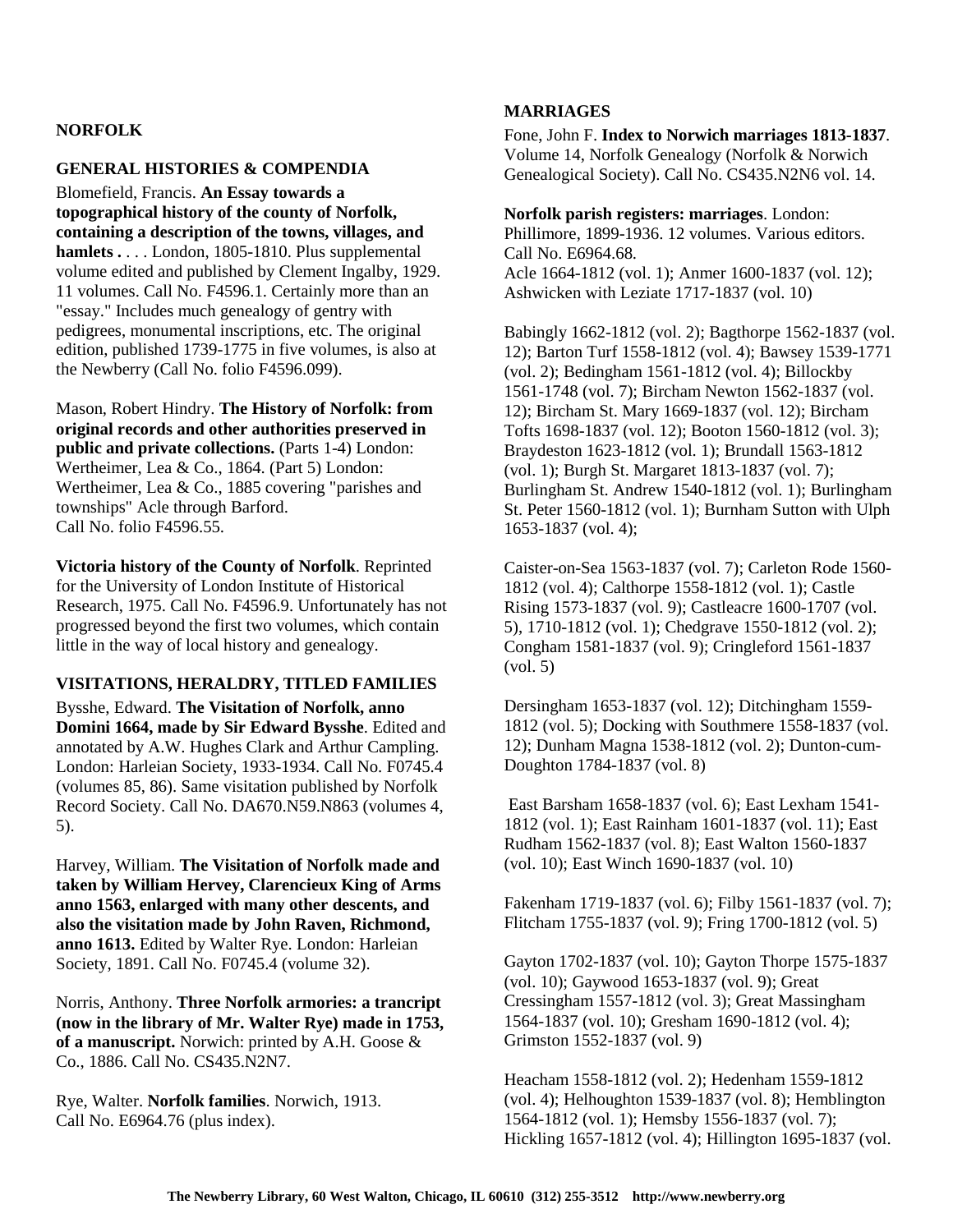## NORFOLK

### GENERAL HISTORIES & COMPENDIA

Blomefield, Francis. **An Essay towards a topographical history of the county of Norfolk, containing a description of the towns, villages, and hamlets .** . . . London, 1805-1810. Plus supplemental volume edited and published by Clement Ingalby, 1929. 11 volumes. Call No. F4596.1. Certainly more than an "essay." Includes much genealogy of gentry with pedigrees, monumental inscriptions, etc. The original edition, published 1739-1775 in five volumes, is also at the Newberry (Call No. folio F4596.099).

Mason, Robert Hindry. **The History of Norfolk: from original records and other authorities preserved in public and private collections.** (Parts 1-4) London: Wertheimer, Lea & Co., 1864. (Part 5) London: Wertheimer, Lea & Co., 1885 covering "parishes and townships" Acle through Barford.
Call No. folio F4596.55.

**Victoria history of the County of Norfolk**. Reprinted for the University of London Institute of Historical Research, 1975. Call No. F4596.9. Unfortunately has not progressed beyond the first two volumes, which contain little in the way of local history and genealogy.

### VISITATIONS, HERALDRY, TITLED FAMILIES

Bysshe, Edward. **The Visitation of Norfolk, anno Domini 1664, made by Sir Edward Bysshe**. Edited and annotated by A.W. Hughes Clark and Arthur Campling. London: Harleian Society, 1933-1934. Call No. F0745.4 (volumes 85, 86). Same visitation published by Norfolk Record Society. Call No. DA670.N59.N863 (volumes 4, 5).

Harvey, William. **The Visitation of Norfolk made and taken by William Hervey, Clarencieux King of Arms anno 1563, enlarged with many other descents, and also the visitation made by John Raven, Richmond, anno 1613.** Edited by Walter Rye. London: Harleian Society, 1891. Call No. F0745.4 (volume 32).

Norris, Anthony. **Three Norfolk armories: a trancript (now in the library of Mr. Walter Rye) made in 1753, of a manuscript.** Norwich: printed by A.H. Goose & Co., 1886. Call No. CS435.N2N7.

Rye, Walter. **Norfolk families**. Norwich, 1913.
Call No. E6964.76 (plus index).

### MARRIAGES

Fone, John F. **Index to Norwich marriages 1813-1837**. Volume 14, Norfolk Genealogy (Norfolk & Norwich Genealogical Society). Call No. CS435.N2N6 vol. 14.

**Norfolk parish registers: marriages**. London: Phillimore, 1899-1936. 12 volumes. Various editors. Call No. E6964.68.
Acle 1664-1812 (vol. 1); Anmer 1600-1837 (vol. 12); Ashwicken with Leziate 1717-1837 (vol. 10)

Babingly 1662-1812 (vol. 2); Bagthorpe 1562-1837 (vol. 12); Barton Turf 1558-1812 (vol. 4); Bawsey 1539-1771 (vol. 2); Bedingham 1561-1812 (vol. 4); Billockby 1561-1748 (vol. 7); Bircham Newton 1562-1837 (vol. 12); Bircham St. Mary 1669-1837 (vol. 12); Bircham Tofts 1698-1837 (vol. 12); Booton 1560-1812 (vol. 3); Braydeston 1623-1812 (vol. 1); Brundall 1563-1812 (vol. 1); Burgh St. Margaret 1813-1837 (vol. 7); Burlingham St. Andrew 1540-1812 (vol. 1); Burlingham St. Peter 1560-1812 (vol. 1); Burnham Sutton with Ulph 1653-1837 (vol. 4);

Caister-on-Sea 1563-1837 (vol. 7); Carleton Rode 1560-1812 (vol. 4); Calthorpe 1558-1812 (vol. 1); Castle Rising 1573-1837 (vol. 9); Castleacre 1600-1707 (vol. 5), 1710-1812 (vol. 1); Chedgrave 1550-1812 (vol. 2); Congham 1581-1837 (vol. 9); Cringleford 1561-1837 (vol. 5)

Dersingham 1653-1837 (vol. 12); Ditchingham 1559-1812 (vol. 5); Docking with Southmere 1558-1837 (vol. 12); Dunham Magna 1538-1812 (vol. 2); Dunton-cum-Doughton 1784-1837 (vol. 8)

East Barsham 1658-1837 (vol. 6); East Lexham 1541-1812 (vol. 1); East Rainham 1601-1837 (vol. 11); East Rudham 1562-1837 (vol. 8); East Walton 1560-1837 (vol. 10); East Winch 1690-1837 (vol. 10)

Fakenham 1719-1837 (vol. 6); Filby 1561-1837 (vol. 7); Flitcham 1755-1837 (vol. 9); Fring 1700-1812 (vol. 5)

Gayton 1702-1837 (vol. 10); Gayton Thorpe 1575-1837 (vol. 10); Gaywood 1653-1837 (vol. 9); Great Cressingham 1557-1812 (vol. 3); Great Massingham 1564-1837 (vol. 10); Gresham 1690-1812 (vol. 4); Grimston 1552-1837 (vol. 9)

Heacham 1558-1812 (vol. 2); Hedenham 1559-1812 (vol. 4); Helhoughton 1539-1837 (vol. 8); Hemblington 1564-1812 (vol. 1); Hemsby 1556-1837 (vol. 7); Hickling 1657-1812 (vol. 4); Hillington 1695-1837 (vol.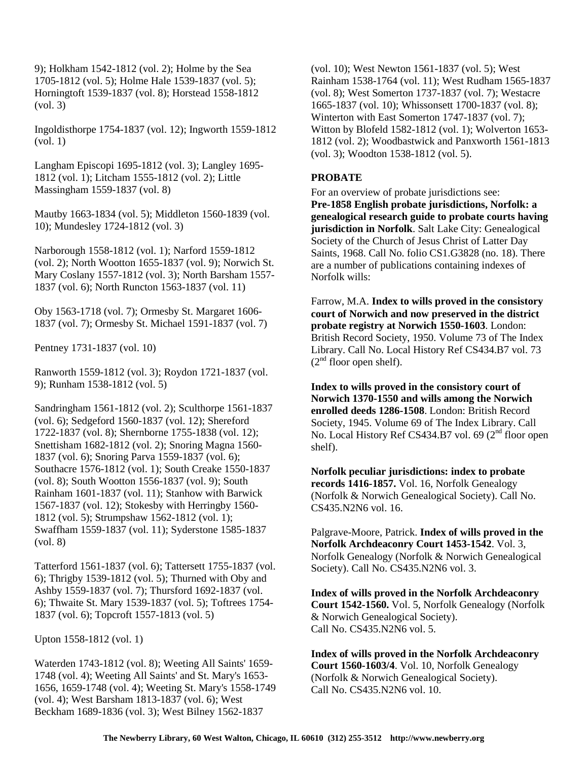9); Holkham 1542-1812 (vol. 2); Holme by the Sea 1705-1812 (vol. 5); Holme Hale 1539-1837 (vol. 5); Horningtoft 1539-1837 (vol. 8); Horstead 1558-1812 (vol. 3)

Ingoldisthorpe 1754-1837 (vol. 12); Ingworth 1559-1812 (vol. 1)

Langham Episcopi 1695-1812 (vol. 3); Langley 1695-1812 (vol. 1); Litcham 1555-1812 (vol. 2); Little Massingham 1559-1837 (vol. 8)

Mautby 1663-1834 (vol. 5); Middleton 1560-1839 (vol. 10); Mundesley 1724-1812 (vol. 3)

Narborough 1558-1812 (vol. 1); Narford 1559-1812 (vol. 2); North Wootton 1655-1837 (vol. 9); Norwich St. Mary Coslany 1557-1812 (vol. 3); North Barsham 1557-1837 (vol. 6); North Runcton 1563-1837 (vol. 11)

Oby 1563-1718 (vol. 7); Ormesby St. Margaret 1606-1837 (vol. 7); Ormesby St. Michael 1591-1837 (vol. 7)

Pentney 1731-1837 (vol. 10)

Ranworth 1559-1812 (vol. 3); Roydon 1721-1837 (vol. 9); Runham 1538-1812 (vol. 5)

Sandringham 1561-1812 (vol. 2); Sculthorpe 1561-1837 (vol. 6); Sedgeford 1560-1837 (vol. 12); Shereford 1722-1837 (vol. 8); Shernborne 1755-1838 (vol. 12); Snettisham 1682-1812 (vol. 2); Snoring Magna 1560-1837 (vol. 6); Snoring Parva 1559-1837 (vol. 6); Southacre 1576-1812 (vol. 1); South Creake 1550-1837 (vol. 8); South Wootton 1556-1837 (vol. 9); South Rainham 1601-1837 (vol. 11); Stanhow with Barwick 1567-1837 (vol. 12); Stokesby with Herringby 1560-1812 (vol. 5); Strumpshaw 1562-1812 (vol. 1); Swaffham 1559-1837 (vol. 11); Syderstone 1585-1837 (vol. 8)

Tatterford 1561-1837 (vol. 6); Tattersett 1755-1837 (vol. 6); Thrigby 1539-1812 (vol. 5); Thurned with Oby and Ashby 1559-1837 (vol. 7); Thursford 1692-1837 (vol. 6); Thwaite St. Mary 1539-1837 (vol. 5); Toftrees 1754-1837 (vol. 6); Topcroft 1557-1813 (vol. 5)

Upton 1558-1812 (vol. 1)

Waterden 1743-1812 (vol. 8); Weeting All Saints' 1659-1748 (vol. 4); Weeting All Saints' and St. Mary's 1653-1656, 1659-1748 (vol. 4); Weeting St. Mary's 1558-1749 (vol. 4); West Barsham 1813-1837 (vol. 6); West Beckham 1689-1836 (vol. 3); West Bilney 1562-1837 (vol. 10); West Newton 1561-1837 (vol. 5); West Rainham 1538-1764 (vol. 11); West Rudham 1565-1837 (vol. 8); West Somerton 1737-1837 (vol. 7); Westacre 1665-1837 (vol. 10); Whissonsett 1700-1837 (vol. 8); Winterton with East Somerton 1747-1837 (vol. 7); Witton by Blofeld 1582-1812 (vol. 1); Wolverton 1653-1812 (vol. 2); Woodbastwick and Panxworth 1561-1813 (vol. 3); Woodton 1538-1812 (vol. 5).

**PROBATE**

For an overview of probate jurisdictions see: **Pre-1858 English probate jurisdictions, Norfolk: a genealogical research guide to probate courts having jurisdiction in Norfolk**. Salt Lake City: Genealogical Society of the Church of Jesus Christ of Latter Day Saints, 1968. Call No. folio CS1.G3828 (no. 18). There are a number of publications containing indexes of Norfolk wills:

Farrow, M.A. **Index to wills proved in the consistory court of Norwich and now preserved in the district probate registry at Norwich 1550-1603**. London: British Record Society, 1950. Volume 73 of The Index Library. Call No. Local History Ref CS434.B7 vol. 73 (2nd floor open shelf).

**Index to wills proved in the consistory court of Norwich 1370-1550 and wills among the Norwich enrolled deeds 1286-1508**. London: British Record Society, 1945. Volume 69 of The Index Library. Call No. Local History Ref CS434.B7 vol. 69 (2nd floor open shelf).

**Norfolk peculiar jurisdictions: index to probate records 1416-1857.** Vol. 16, Norfolk Genealogy (Norfolk & Norwich Genealogical Society). Call No. CS435.N2N6 vol. 16.

Palgrave-Moore, Patrick. **Index of wills proved in the Norfolk Archdeaconry Court 1453-1542**. Vol. 3, Norfolk Genealogy (Norfolk & Norwich Genealogical Society). Call No. CS435.N2N6 vol. 3.

**Index of wills proved in the Norfolk Archdeaconry Court 1542-1560.** Vol. 5, Norfolk Genealogy (Norfolk & Norwich Genealogical Society). Call No. CS435.N2N6 vol. 5.

**Index of wills proved in the Norfolk Archdeaconry Court 1560-1603/4**. Vol. 10, Norfolk Genealogy (Norfolk & Norwich Genealogical Society). Call No. CS435.N2N6 vol. 10.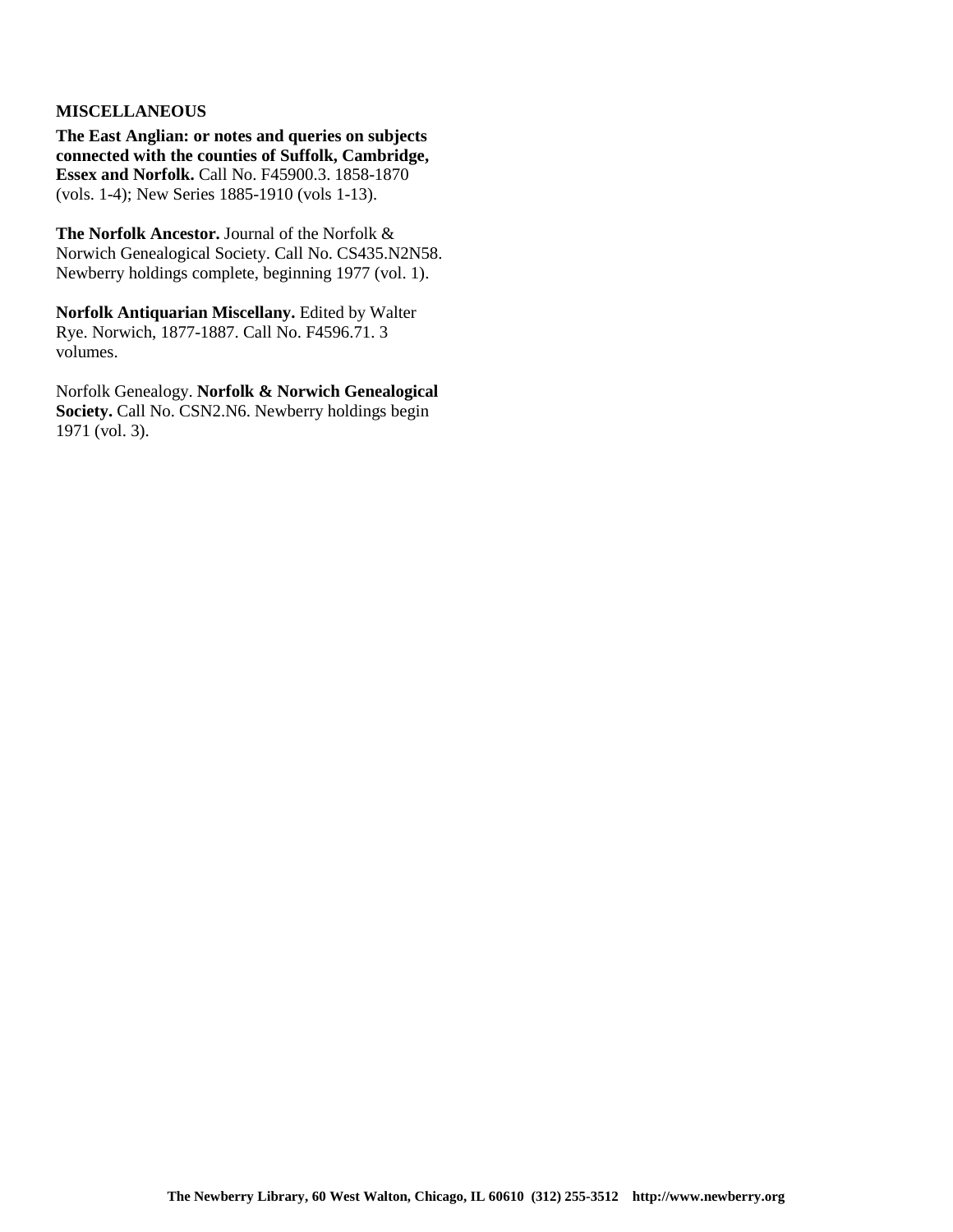## MISCELLANEOUS

**The East Anglian: or notes and queries on subjects connected with the counties of Suffolk, Cambridge, Essex and Norfolk.** Call No. F45900.3. 1858-1870 (vols. 1-4); New Series 1885-1910 (vols 1-13).

**The Norfolk Ancestor.** Journal of the Norfolk & Norwich Genealogical Society. Call No. CS435.N2N58. Newberry holdings complete, beginning 1977 (vol. 1).

**Norfolk Antiquarian Miscellany.** Edited by Walter Rye. Norwich, 1877-1887. Call No. F4596.71. 3 volumes.

Norfolk Genealogy. **Norfolk & Norwich Genealogical Society.** Call No. CSN2.N6. Newberry holdings begin 1971 (vol. 3).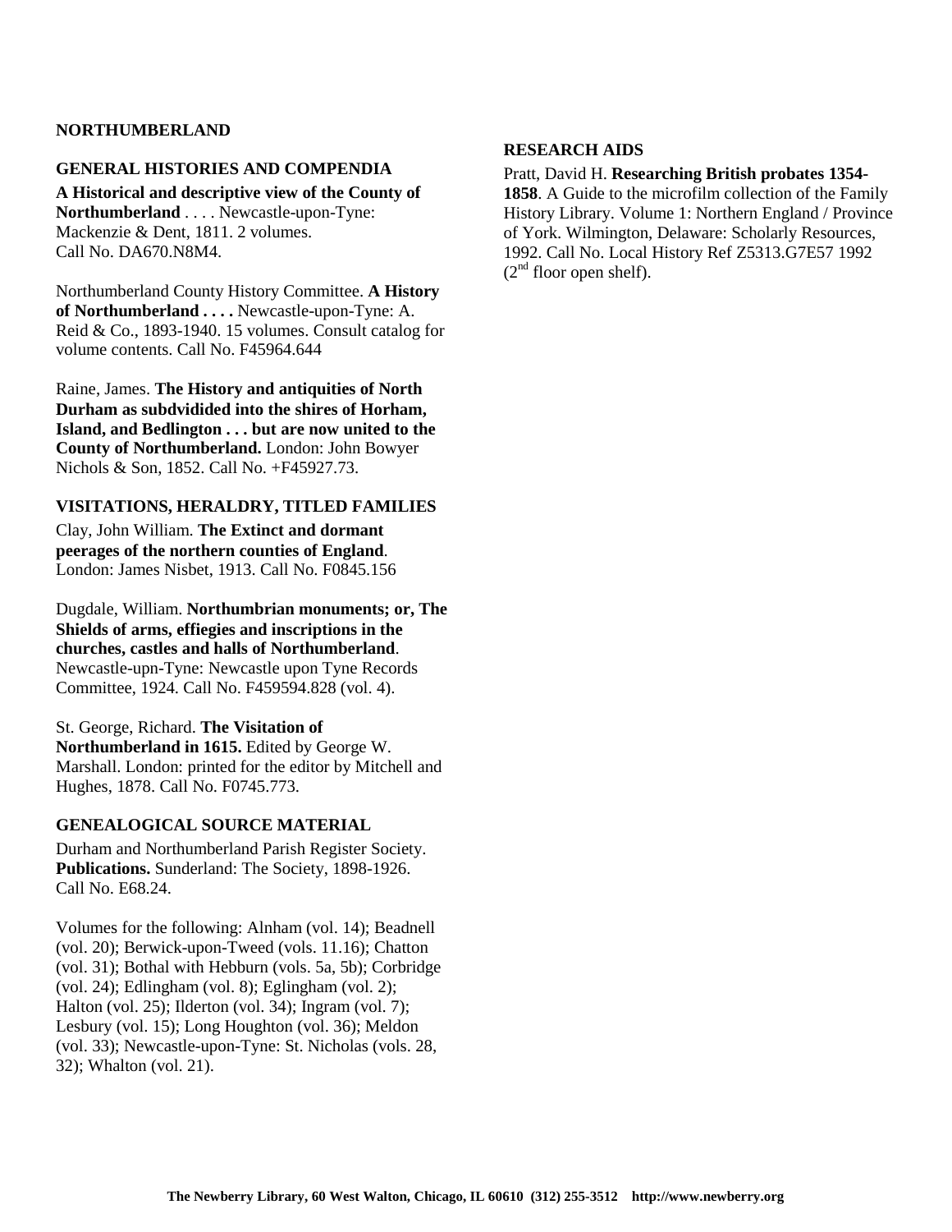## NORTHUMBERLAND

### GENERAL HISTORIES AND COMPENDIA

**A Historical and descriptive view of the County of Northumberland** . . . . Newcastle-upon-Tyne: Mackenzie & Dent, 1811. 2 volumes. Call No. DA670.N8M4.

Northumberland County History Committee. **A History of Northumberland . . . .** Newcastle-upon-Tyne: A. Reid & Co., 1893-1940. 15 volumes. Consult catalog for volume contents. Call No. F45964.644

Raine, James. **The History and antiquities of North Durham as subdvidided into the shires of Horham, Island, and Bedlington . . . but are now united to the County of Northumberland.** London: John Bowyer Nichols & Son, 1852. Call No. +F45927.73.

### VISITATIONS, HERALDRY, TITLED FAMILIES

Clay, John William. **The Extinct and dormant peerages of the northern counties of England**. London: James Nisbet, 1913. Call No. F0845.156

Dugdale, William. **Northumbrian monuments; or, The Shields of arms, effiegies and inscriptions in the churches, castles and halls of Northumberland**. Newcastle-upn-Tyne: Newcastle upon Tyne Records Committee, 1924. Call No. F459594.828 (vol. 4).

St. George, Richard. **The Visitation of Northumberland in 1615.** Edited by George W. Marshall. London: printed for the editor by Mitchell and Hughes, 1878. Call No. F0745.773.

### GENEALOGICAL SOURCE MATERIAL

Durham and Northumberland Parish Register Society. **Publications.** Sunderland: The Society, 1898-1926. Call No. E68.24.

Volumes for the following: Alnham (vol. 14); Beadnell (vol. 20); Berwick-upon-Tweed (vols. 11.16); Chatton (vol. 31); Bothal with Hebburn (vols. 5a, 5b); Corbridge (vol. 24); Edlingham (vol. 8); Eglingham (vol. 2); Halton (vol. 25); Ilderton (vol. 34); Ingram (vol. 7); Lesbury (vol. 15); Long Houghton (vol. 36); Meldon (vol. 33); Newcastle-upon-Tyne: St. Nicholas (vols. 28, 32); Whalton (vol. 21).

### RESEARCH AIDS

Pratt, David H. **Researching British probates 1354-1858**. A Guide to the microfilm collection of the Family History Library. Volume 1: Northern England / Province of York. Wilmington, Delaware: Scholarly Resources, 1992. Call No. Local History Ref Z5313.G7E57 1992 (2nd floor open shelf).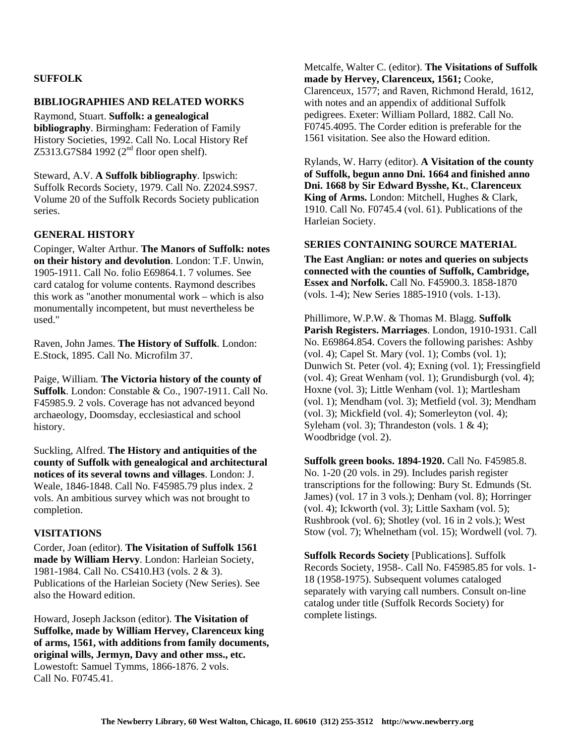## SUFFOLK

### BIBLIOGRAPHIES AND RELATED WORKS

Raymond, Stuart. **Suffolk: a genealogical bibliography**. Birmingham: Federation of Family History Societies, 1992. Call No. Local History Ref Z5313.G7S84 1992 (2nd floor open shelf).

Steward, A.V. **A Suffolk bibliography**. Ipswich: Suffolk Records Society, 1979. Call No. Z2024.S9S7. Volume 20 of the Suffolk Records Society publication series.

### GENERAL HISTORY

Copinger, Walter Arthur. **The Manors of Suffolk: notes on their history and devolution**. London: T.F. Unwin, 1905-1911. Call No. folio E69864.1. 7 volumes. See card catalog for volume contents. Raymond describes this work as "another monumental work – which is also monumentally incompetent, but must nevertheless be used."

Raven, John James. **The History of Suffolk**. London: E.Stock, 1895. Call No. Microfilm 37.

Paige, William. **The Victoria history of the county of Suffolk**. London: Constable & Co., 1907-1911. Call No. F45985.9. 2 vols. Coverage has not advanced beyond archaeology, Doomsday, ecclesiastical and school history.

Suckling, Alfred. **The History and antiquities of the county of Suffolk with genealogical and architectural notices of its several towns and villages**. London: J. Weale, 1846-1848. Call No. F45985.79 plus index. 2 vols. An ambitious survey which was not brought to completion.

### VISITATIONS

Corder, Joan (editor). **The Visitation of Suffolk 1561 made by William Hervy**. London: Harleian Society, 1981-1984. Call No. CS410.H3 (vols. 2 & 3). Publications of the Harleian Society (New Series). See also the Howard edition.

Howard, Joseph Jackson (editor). **The Visitation of Suffolke, made by William Hervey, Clarenceux king of arms, 1561, with additions from family documents, original wills, Jermyn, Davy and other mss., etc.** Lowestoft: Samuel Tymms, 1866-1876. 2 vols. Call No. F0745.41.

Metcalfe, Walter C. (editor). **The Visitations of Suffolk made by Hervey, Clarenceux, 1561;** Cooke, Clarenceux, 1577; and Raven, Richmond Herald, 1612, with notes and an appendix of additional Suffolk pedigrees. Exeter: William Pollard, 1882. Call No. F0745.4095. The Corder edition is preferable for the 1561 visitation. See also the Howard edition.

Rylands, W. Harry (editor). **A Visitation of the county of Suffolk, begun anno Dni. 1664 and finished anno Dni. 1668 by Sir Edward Bysshe, Kt.**, **Clarenceux King of Arms.** London: Mitchell, Hughes & Clark, 1910. Call No. F0745.4 (vol. 61). Publications of the Harleian Society.

### SERIES CONTAINING SOURCE MATERIAL

**The East Anglian: or notes and queries on subjects connected with the counties of Suffolk, Cambridge, Essex and Norfolk.** Call No. F45900.3. 1858-1870 (vols. 1-4); New Series 1885-1910 (vols. 1-13).

Phillimore, W.P.W. & Thomas M. Blagg. **Suffolk Parish Registers. Marriages**. London, 1910-1931. Call No. E69864.854. Covers the following parishes: Ashby (vol. 4); Capel St. Mary (vol. 1); Combs (vol. 1); Dunwich St. Peter (vol. 4); Exning (vol. 1); Fressingfield (vol. 4); Great Wenham (vol. 1); Grundisburgh (vol. 4); Hoxne (vol. 3); Little Wenham (vol. 1); Martlesham (vol. 1); Mendham (vol. 3); Metfield (vol. 3); Mendham (vol. 3); Mickfield (vol. 4); Somerleyton (vol. 4); Syleham (vol. 3); Thrandeston (vols. 1 & 4); Woodbridge (vol. 2).

**Suffolk green books. 1894-1920.** Call No. F45985.8. No. 1-20 (20 vols. in 29). Includes parish register transcriptions for the following: Bury St. Edmunds (St. James) (vol. 17 in 3 vols.); Denham (vol. 8); Horringer (vol. 4); Ickworth (vol. 3); Little Saxham (vol. 5); Rushbrook (vol. 6); Shotley (vol. 16 in 2 vols.); West Stow (vol. 7); Whelnetham (vol. 15); Wordwell (vol. 7).

**Suffolk Records Society** [Publications]. Suffolk Records Society, 1958-. Call No. F45985.85 for vols. 1-18 (1958-1975). Subsequent volumes cataloged separately with varying call numbers. Consult on-line catalog under title (Suffolk Records Society) for complete listings.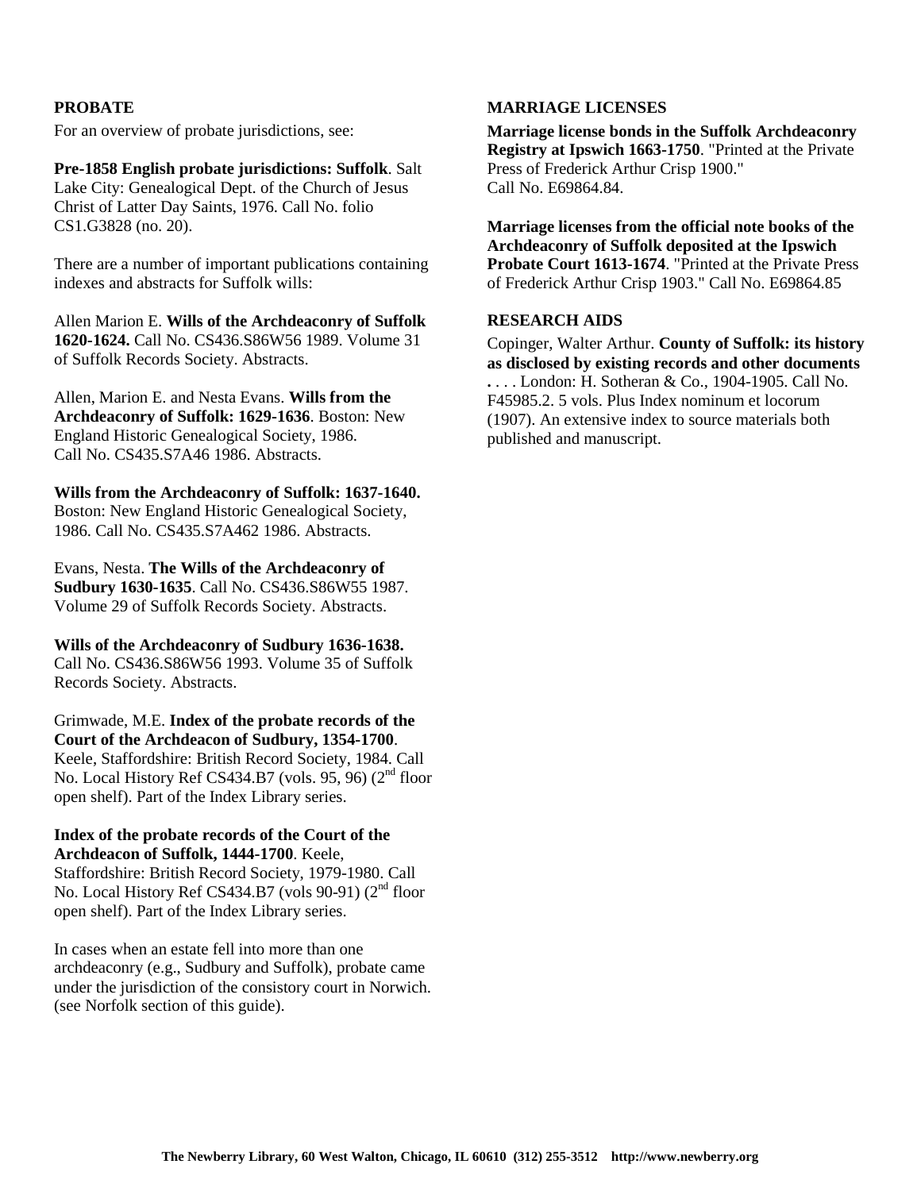## PROBATE

For an overview of probate jurisdictions, see:

**Pre-1858 English probate jurisdictions: Suffolk**. Salt Lake City: Genealogical Dept. of the Church of Jesus Christ of Latter Day Saints, 1976. Call No. folio CS1.G3828 (no. 20).

There are a number of important publications containing indexes and abstracts for Suffolk wills:

Allen Marion E. **Wills of the Archdeaconry of Suffolk 1620-1624.** Call No. CS436.S86W56 1989. Volume 31 of Suffolk Records Society. Abstracts.

Allen, Marion E. and Nesta Evans. **Wills from the Archdeaconry of Suffolk: 1629-1636**. Boston: New England Historic Genealogical Society, 1986. Call No. CS435.S7A46 1986. Abstracts.

**Wills from the Archdeaconry of Suffolk: 1637-1640.** Boston: New England Historic Genealogical Society, 1986. Call No. CS435.S7A462 1986. Abstracts.

Evans, Nesta. **The Wills of the Archdeaconry of Sudbury 1630-1635**. Call No. CS436.S86W55 1987. Volume 29 of Suffolk Records Society. Abstracts.

**Wills of the Archdeaconry of Sudbury 1636-1638.** Call No. CS436.S86W56 1993. Volume 35 of Suffolk Records Society. Abstracts.

Grimwade, M.E. **Index of the probate records of the Court of the Archdeacon of Sudbury, 1354-1700**. Keele, Staffordshire: British Record Society, 1984. Call No. Local History Ref CS434.B7 (vols. 95, 96) (2nd floor open shelf). Part of the Index Library series.

**Index of the probate records of the Court of the Archdeacon of Suffolk, 1444-1700**. Keele, Staffordshire: British Record Society, 1979-1980. Call No. Local History Ref CS434.B7 (vols 90-91) (2nd floor open shelf). Part of the Index Library series.

In cases when an estate fell into more than one archdeaconry (e.g., Sudbury and Suffolk), probate came under the jurisdiction of the consistory court in Norwich. (see Norfolk section of this guide).

## MARRIAGE LICENSES

**Marriage license bonds in the Suffolk Archdeaconry Registry at Ipswich 1663-1750**. "Printed at the Private Press of Frederick Arthur Crisp 1900." Call No. E69864.84.

**Marriage licenses from the official note books of the Archdeaconry of Suffolk deposited at the Ipswich Probate Court 1613-1674**. "Printed at the Private Press of Frederick Arthur Crisp 1903." Call No. E69864.85

## RESEARCH AIDS

Copinger, Walter Arthur. **County of Suffolk: its history as disclosed by existing records and other documents .** . . . London: H. Sotheran & Co., 1904-1905. Call No. F45985.2. 5 vols. Plus Index nominum et locorum (1907). An extensive index to source materials both published and manuscript.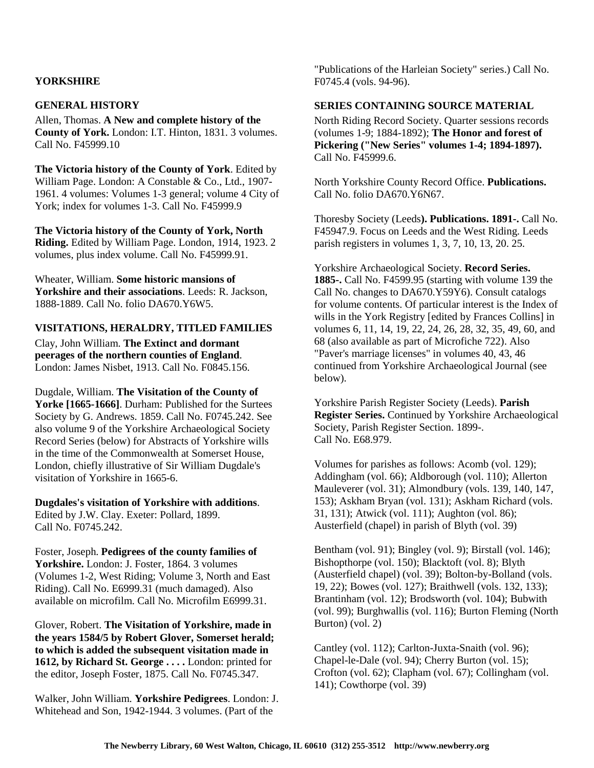## YORKSHIRE

### GENERAL HISTORY

Allen, Thomas. **A New and complete history of the County of York.** London: I.T. Hinton, 1831. 3 volumes. Call No. F45999.10

**The Victoria history of the County of York**. Edited by William Page. London: A Constable & Co., Ltd., 1907-1961. 4 volumes: Volumes 1-3 general; volume 4 City of York; index for volumes 1-3. Call No. F45999.9

**The Victoria history of the County of York, North Riding.** Edited by William Page. London, 1914, 1923. 2 volumes, plus index volume. Call No. F45999.91.

Wheater, William. **Some historic mansions of Yorkshire and their associations**. Leeds: R. Jackson, 1888-1889. Call No. folio DA670.Y6W5.

### VISITATIONS, HERALDRY, TITLED FAMILIES

Clay, John William. **The Extinct and dormant peerages of the northern counties of England**. London: James Nisbet, 1913. Call No. F0845.156.

Dugdale, William. **The Visitation of the County of Yorke [1665-1666]**. Durham: Published for the Surtees Society by G. Andrews. 1859. Call No. F0745.242. See also volume 9 of the Yorkshire Archaeological Society Record Series (below) for Abstracts of Yorkshire wills in the time of the Commonwealth at Somerset House, London, chiefly illustrative of Sir William Dugdale's visitation of Yorkshire in 1665-6.

**Dugdales's visitation of Yorkshire with additions**. Edited by J.W. Clay. Exeter: Pollard, 1899. Call No. F0745.242.

Foster, Joseph. **Pedigrees of the county families of Yorkshire.** London: J. Foster, 1864. 3 volumes (Volumes 1-2, West Riding; Volume 3, North and East Riding). Call No. E6999.31 (much damaged). Also available on microfilm. Call No. Microfilm E6999.31.

Glover, Robert. **The Visitation of Yorkshire, made in the years 1584/5 by Robert Glover, Somerset herald; to which is added the subsequent visitation made in 1612, by Richard St. George . . . .** London: printed for the editor, Joseph Foster, 1875. Call No. F0745.347.

Walker, John William. **Yorkshire Pedigrees**. London: J. Whitehead and Son, 1942-1944. 3 volumes. (Part of the "Publications of the Harleian Society" series.) Call No. F0745.4 (vols. 94-96).

### SERIES CONTAINING SOURCE MATERIAL

North Riding Record Society. Quarter sessions records (volumes 1-9; 1884-1892); **The Honor and forest of Pickering ("New Series" volumes 1-4; 1894-1897).** Call No. F45999.6.

North Yorkshire County Record Office. **Publications.** Call No. folio DA670.Y6N67.

Thoresby Society (Leeds**). Publications. 1891-.** Call No. F45947.9. Focus on Leeds and the West Riding. Leeds parish registers in volumes 1, 3, 7, 10, 13, 20. 25.

Yorkshire Archaeological Society. **Record Series. 1885-.** Call No. F4599.95 (starting with volume 139 the Call No. changes to DA670.Y59Y6). Consult catalogs for volume contents. Of particular interest is the Index of wills in the York Registry [edited by Frances Collins] in volumes 6, 11, 14, 19, 22, 24, 26, 28, 32, 35, 49, 60, and 68 (also available as part of Microfiche 722). Also "Paver's marriage licenses" in volumes 40, 43, 46 continued from Yorkshire Archaeological Journal (see below).

Yorkshire Parish Register Society (Leeds). **Parish Register Series.** Continued by Yorkshire Archaeological Society, Parish Register Section. 1899-. Call No. E68.979.

Volumes for parishes as follows: Acomb (vol. 129); Addingham (vol. 66); Aldborough (vol. 110); Allerton Mauleverer (vol. 31); Almondbury (vols. 139, 140, 147, 153); Askham Bryan (vol. 131); Askham Richard (vols. 31, 131); Atwick (vol. 111); Aughton (vol. 86); Austerfield (chapel) in parish of Blyth (vol. 39)

Bentham (vol. 91); Bingley (vol. 9); Birstall (vol. 146); Bishopthorpe (vol. 150); Blacktoft (vol. 8); Blyth (Austerfield chapel) (vol. 39); Bolton-by-Bolland (vols. 19, 22); Bowes (vol. 127); Braithwell (vols. 132, 133); Brantinham (vol. 12); Brodsworth (vol. 104); Bubwith (vol. 99); Burghwallis (vol. 116); Burton Fleming (North Burton) (vol. 2)

Cantley (vol. 112); Carlton-Juxta-Snaith (vol. 96); Chapel-le-Dale (vol. 94); Cherry Burton (vol. 15); Crofton (vol. 62); Clapham (vol. 67); Collingham (vol. 141); Cowthorpe (vol. 39)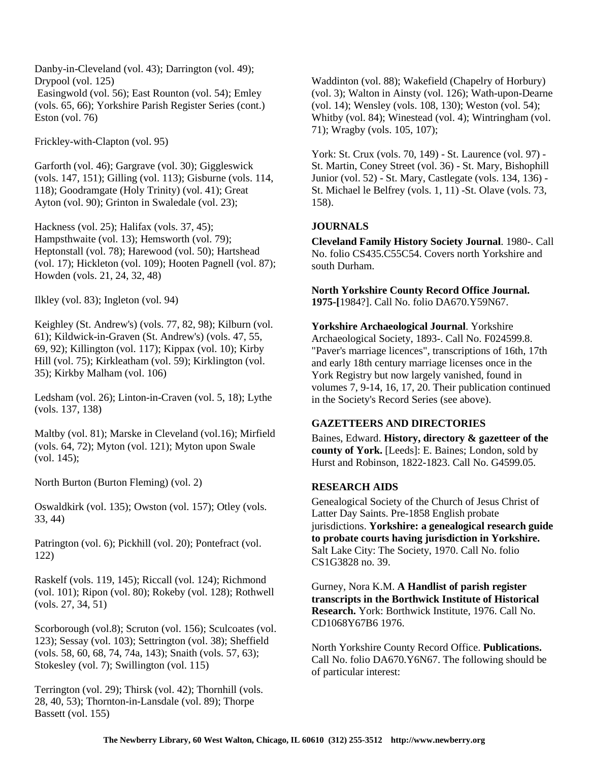Danby-in-Cleveland (vol. 43); Darrington (vol. 49); Drypool (vol. 125)
Easingwold (vol. 56); East Rounton (vol. 54); Emley (vols. 65, 66); Yorkshire Parish Register Series (cont.) Eston (vol. 76)

Frickley-with-Clapton (vol. 95)

Garforth (vol. 46); Gargrave (vol. 30); Giggleswick (vols. 147, 151); Gilling (vol. 113); Gisburne (vols. 114, 118); Goodramgate (Holy Trinity) (vol. 41); Great Ayton (vol. 90); Grinton in Swaledale (vol. 23);

Hackness (vol. 25); Halifax (vols. 37, 45); Hampsthwaite (vol. 13); Hemsworth (vol. 79); Heptonstall (vol. 78); Harewood (vol. 50); Hartshead (vol. 17); Hickleton (vol. 109); Hooten Pagnell (vol. 87); Howden (vols. 21, 24, 32, 48)

Ilkley (vol. 83); Ingleton (vol. 94)

Keighley (St. Andrew's) (vols. 77, 82, 98); Kilburn (vol. 61); Kildwick-in-Graven (St. Andrew's) (vols. 47, 55, 69, 92); Killington (vol. 117); Kippax (vol. 10); Kirby Hill (vol. 75); Kirkleatham (vol. 59); Kirklington (vol. 35); Kirkby Malham (vol. 106)

Ledsham (vol. 26); Linton-in-Craven (vol. 5, 18); Lythe (vols. 137, 138)

Maltby (vol. 81); Marske in Cleveland (vol.16); Mirfield (vols. 64, 72); Myton (vol. 121); Myton upon Swale (vol. 145);

North Burton (Burton Fleming) (vol. 2)

Oswaldkirk (vol. 135); Owston (vol. 157); Otley (vols. 33, 44)

Patrington (vol. 6); Pickhill (vol. 20); Pontefract (vol. 122)

Raskelf (vols. 119, 145); Riccall (vol. 124); Richmond (vol. 101); Ripon (vol. 80); Rokeby (vol. 128); Rothwell (vols. 27, 34, 51)

Scorborough (vol.8); Scruton (vol. 156); Sculcoates (vol. 123); Sessay (vol. 103); Settrington (vol. 38); Sheffield (vols. 58, 60, 68, 74, 74a, 143); Snaith (vols. 57, 63); Stokesley (vol. 7); Swillington (vol. 115)

Terrington (vol. 29); Thirsk (vol. 42); Thornhill (vols. 28, 40, 53); Thornton-in-Lansdale (vol. 89); Thorpe Bassett (vol. 155)

Waddinton (vol. 88); Wakefield (Chapelry of Horbury) (vol. 3); Walton in Ainsty (vol. 126); Wath-upon-Dearne (vol. 14); Wensley (vols. 108, 130); Weston (vol. 54); Whitby (vol. 84); Winestead (vol. 4); Wintringham (vol. 71); Wragby (vols. 105, 107);

York: St. Crux (vols. 70, 149) - St. Laurence (vol. 97) - St. Martin, Coney Street (vol. 36) - St. Mary, Bishophill Junior (vol. 52) - St. Mary, Castlegate (vols. 134, 136) - St. Michael le Belfrey (vols. 1, 11) -St. Olave (vols. 73, 158).

## JOURNALS

**Cleveland Family History Society Journal**. 1980-. Call No. folio CS435.C55C54. Covers north Yorkshire and south Durham.

**North Yorkshire County Record Office Journal. 1975-[**1984?]. Call No. folio DA670.Y59N67.

**Yorkshire Archaeological Journal**. Yorkshire Archaeological Society, 1893-. Call No. F024599.8. "Paver's marriage licences", transcriptions of 16th, 17th and early 18th century marriage licenses once in the York Registry but now largely vanished, found in volumes 7, 9-14, 16, 17, 20. Their publication continued in the Society's Record Series (see above).

## GAZETTEERS AND DIRECTORIES

Baines, Edward. **History, directory & gazetteer of the county of York.** [Leeds]: E. Baines; London, sold by Hurst and Robinson, 1822-1823. Call No. G4599.05.

## RESEARCH AIDS

Genealogical Society of the Church of Jesus Christ of Latter Day Saints. Pre-1858 English probate jurisdictions. **Yorkshire: a genealogical research guide to probate courts having jurisdiction in Yorkshire.** Salt Lake City: The Society, 1970. Call No. folio CS1G3828 no. 39.

Gurney, Nora K.M. **A Handlist of parish register transcripts in the Borthwick Institute of Historical Research.** York: Borthwick Institute, 1976. Call No. CD1068Y67B6 1976.

North Yorkshire County Record Office. **Publications.** Call No. folio DA670.Y6N67. The following should be of particular interest: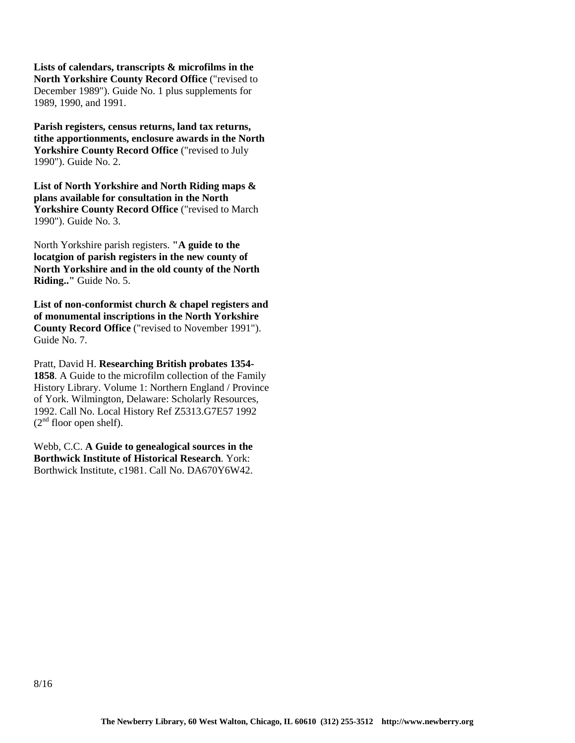**Lists of calendars, transcripts & microfilms in the North Yorkshire County Record Office** ("revised to December 1989"). Guide No. 1 plus supplements for 1989, 1990, and 1991.

**Parish registers, census returns, land tax returns, tithe apportionments, enclosure awards in the North Yorkshire County Record Office** ("revised to July 1990"). Guide No. 2.

**List of North Yorkshire and North Riding maps & plans available for consultation in the North Yorkshire County Record Office** ("revised to March 1990"). Guide No. 3.

North Yorkshire parish registers. **"A guide to the locatgion of parish registers in the new county of North Yorkshire and in the old county of the North Riding.."** Guide No. 5.

**List of non-conformist church & chapel registers and of monumental inscriptions in the North Yorkshire County Record Office** ("revised to November 1991"). Guide No. 7.

Pratt, David H. **Researching British probates 1354-1858**. A Guide to the microfilm collection of the Family History Library. Volume 1: Northern England / Province of York. Wilmington, Delaware: Scholarly Resources, 1992. Call No. Local History Ref Z5313.G7E57 1992 (2nd floor open shelf).

Webb, C.C. **A Guide to genealogical sources in the Borthwick Institute of Historical Research**. York: Borthwick Institute, c1981. Call No. DA670Y6W42.

8/16